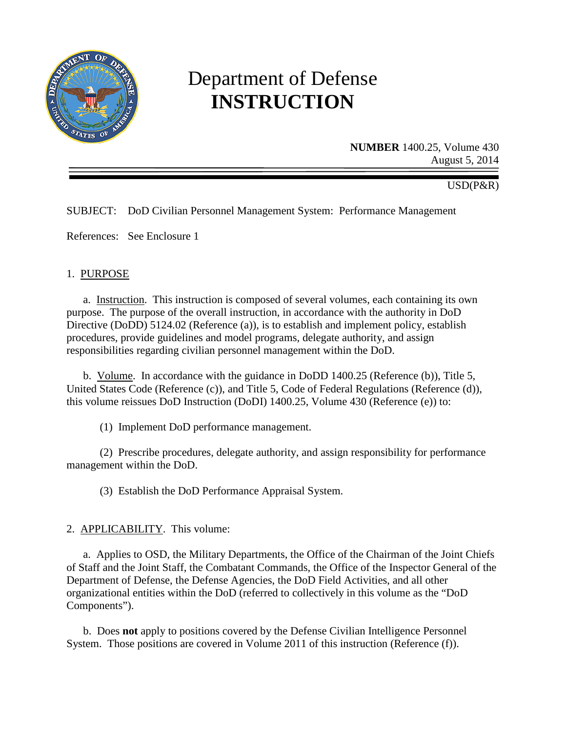# Department of Defense **INSTRUCTION**

**NUMBER** 1400.25, Volume 430
August 5, 2014

USD(P&R)

SUBJECT: DoD Civilian Personnel Management System: Performance Management

References: See Enclosure 1

1. PURPOSE

a. Instruction. This instruction is composed of several volumes, each containing its own purpose. The purpose of the overall instruction, in accordance with the authority in DoD Directive (DoDD) 5124.02 (Reference (a)), is to establish and implement policy, establish procedures, provide guidelines and model programs, delegate authority, and assign responsibilities regarding civilian personnel management within the DoD.

b. Volume. In accordance with the guidance in DoDD 1400.25 (Reference (b)), Title 5, United States Code (Reference (c)), and Title 5, Code of Federal Regulations (Reference (d)), this volume reissues DoD Instruction (DoDI) 1400.25, Volume 430 (Reference (e)) to:

(1) Implement DoD performance management.

(2) Prescribe procedures, delegate authority, and assign responsibility for performance management within the DoD.

(3) Establish the DoD Performance Appraisal System.

2. APPLICABILITY. This volume:

a. Applies to OSD, the Military Departments, the Office of the Chairman of the Joint Chiefs of Staff and the Joint Staff, the Combatant Commands, the Office of the Inspector General of the Department of Defense, the Defense Agencies, the DoD Field Activities, and all other organizational entities within the DoD (referred to collectively in this volume as the "DoD Components").

b. Does **not** apply to positions covered by the Defense Civilian Intelligence Personnel System. Those positions are covered in Volume 2011 of this instruction (Reference (f)).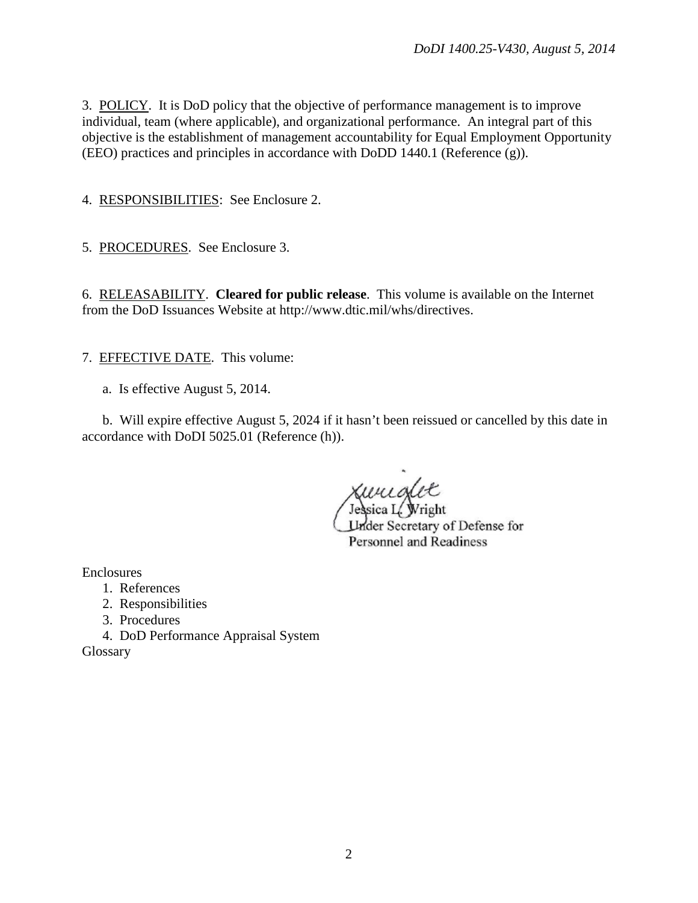3. <u>POLICY</u>. It is DoD policy that the objective of performance management is to improve individual, team (where applicable), and organizational performance. An integral part of this objective is the establishment of management accountability for Equal Employment Opportunity (EEO) practices and principles in accordance with DoDD 1440.1 (Reference (g)).

4. <u>RESPONSIBILITIES</u>: See Enclosure 2.

5. <u>PROCEDURES</u>. See Enclosure 3.

6. <u>RELEASABILITY</u>. **Cleared for public release**. This volume is available on the Internet from the DoD Issuances Website at http://www.dtic.mil/whs/directives.

7. <u>EFFECTIVE DATE</u>. This volume:

a. Is effective August 5, 2014.

b. Will expire effective August 5, 2024 if it hasn't been reissued or cancelled by this date in accordance with DoDI 5025.01 (Reference (h)).

Jessica L. Wright
Under Secretary of Defense for
Personnel and Readiness

Enclosures

1. References
2. Responsibilities
3. Procedures
4. DoD Performance Appraisal System

Glossary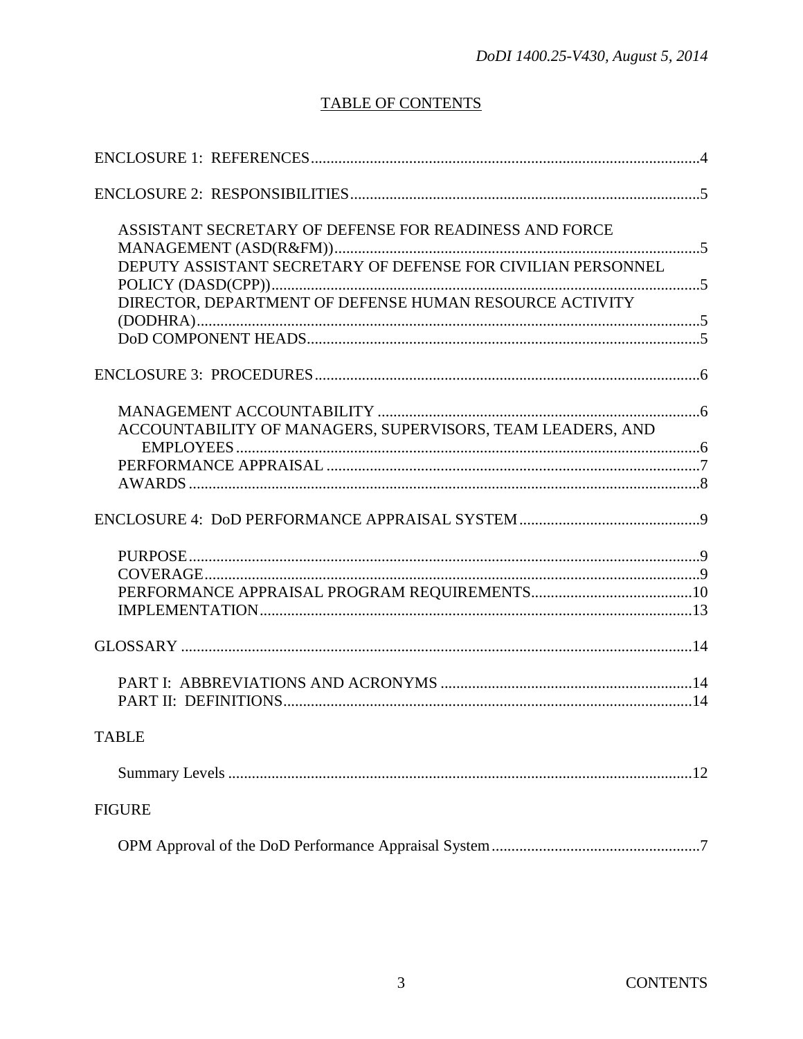## TABLE OF CONTENTS

ENCLOSURE 1: REFERENCES....................................................................................................4

ENCLOSURE 2: RESPONSIBILITIES.........................................................................................5

- ASSISTANT SECRETARY OF DEFENSE FOR READINESS AND FORCE MANAGEMENT (ASD(R&FM))..............................................................................................5
- DEPUTY ASSISTANT SECRETARY OF DEFENSE FOR CIVILIAN PERSONNEL POLICY (DASD(CPP))..............................................................................................................5
- DIRECTOR, DEPARTMENT OF DEFENSE HUMAN RESOURCE ACTIVITY (DODHRA)..................................................................................................................5
- DoD COMPONENT HEADS....................................................................................................5

ENCLOSURE 3: PROCEDURES...................................................................................................6

- MANAGEMENT ACCOUNTABILITY...................................................................................6
- ACCOUNTABILITY OF MANAGERS, SUPERVISORS, TEAM LEADERS, AND EMPLOYEES.......................................................................................................................6
- PERFORMANCE APPRAISAL...............................................................................................7
- AWARDS..................................................................................................................................8

ENCLOSURE 4: DoD PERFORMANCE APPRAISAL SYSTEM...............................................9

- PURPOSE..................................................................................................................................9
- COVERAGE..............................................................................................................................9
- PERFORMANCE APPRAISAL PROGRAM REQUIREMENTS.........................................10
- IMPLEMENTATION..............................................................................................................13

GLOSSARY...................................................................................................................................14

- PART I: ABBREVIATIONS AND ACRONYMS.................................................................14
- PART II: DEFINITIONS........................................................................................................14

TABLE

- Summary Levels.......................................................................................................................12

FIGURE

- OPM Approval of the DoD Performance Appraisal System.....................................................7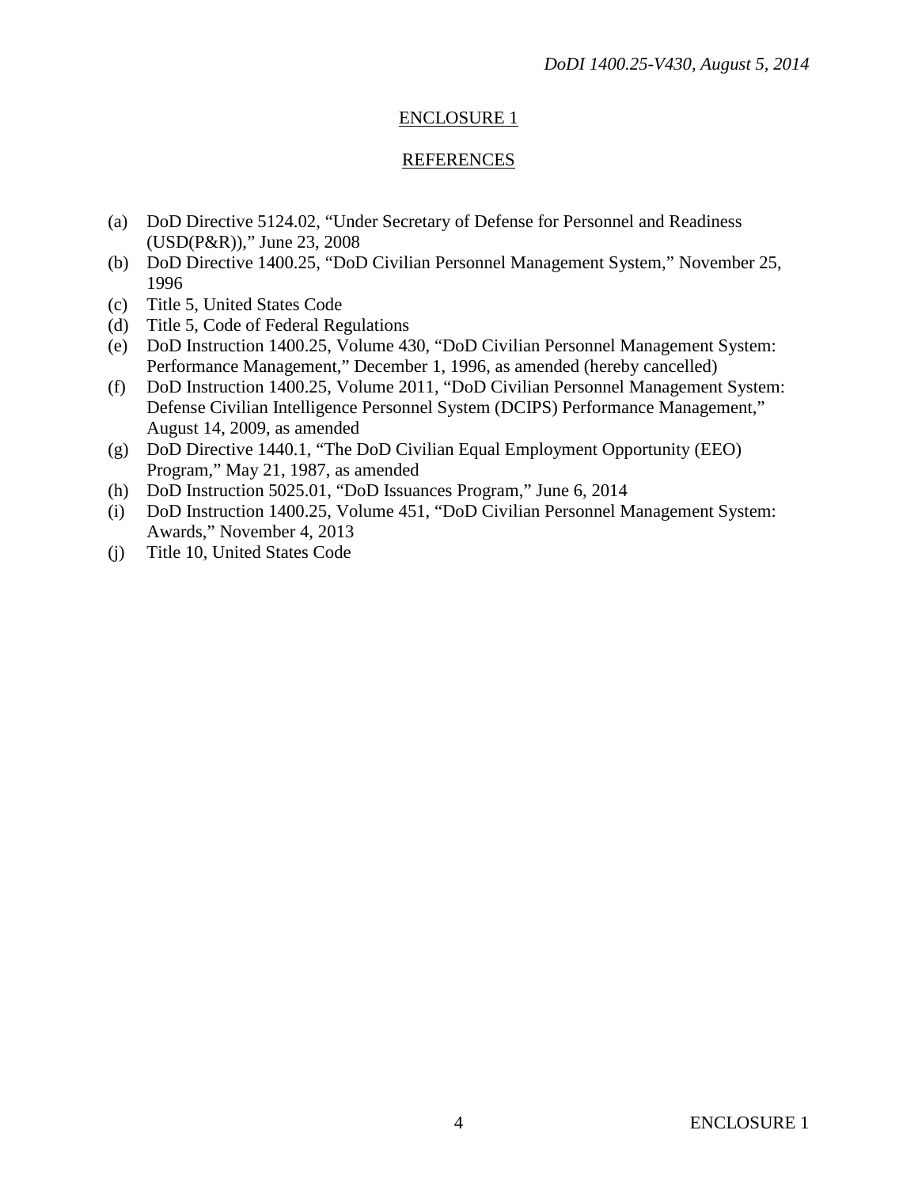## ENCLOSURE 1

## REFERENCES

(a) DoD Directive 5124.02, "Under Secretary of Defense for Personnel and Readiness (USD(P&R))," June 23, 2008
(b) DoD Directive 1400.25, "DoD Civilian Personnel Management System," November 25, 1996
(c) Title 5, United States Code
(d) Title 5, Code of Federal Regulations
(e) DoD Instruction 1400.25, Volume 430, "DoD Civilian Personnel Management System: Performance Management," December 1, 1996, as amended (hereby cancelled)
(f) DoD Instruction 1400.25, Volume 2011, "DoD Civilian Personnel Management System: Defense Civilian Intelligence Personnel System (DCIPS) Performance Management," August 14, 2009, as amended
(g) DoD Directive 1440.1, "The DoD Civilian Equal Employment Opportunity (EEO) Program," May 21, 1987, as amended
(h) DoD Instruction 5025.01, "DoD Issuances Program," June 6, 2014
(i) DoD Instruction 1400.25, Volume 451, "DoD Civilian Personnel Management System: Awards," November 4, 2013
(j) Title 10, United States Code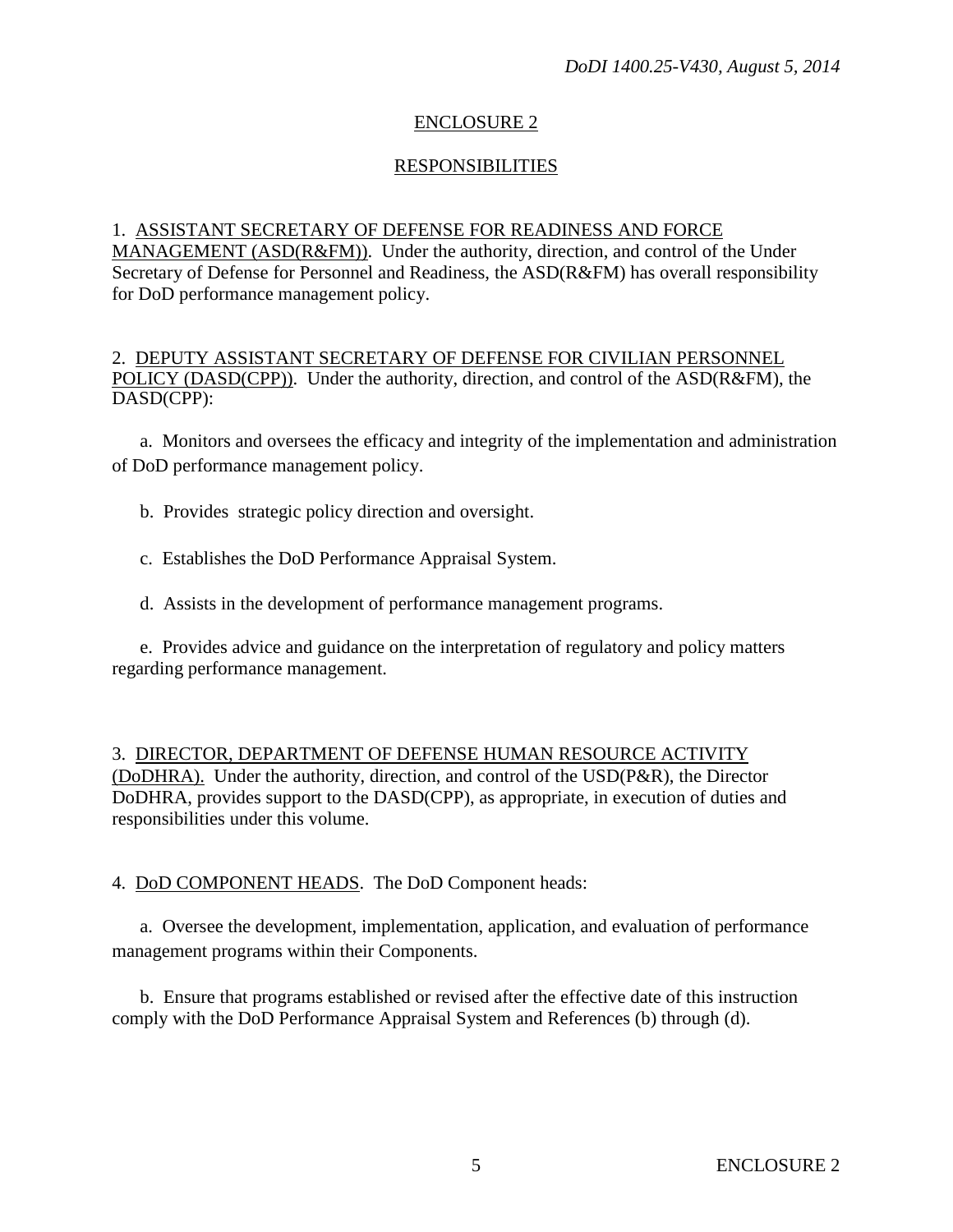## ENCLOSURE 2

## RESPONSIBILITIES

1. ASSISTANT SECRETARY OF DEFENSE FOR READINESS AND FORCE MANAGEMENT (ASD(R&FM)). Under the authority, direction, and control of the Under Secretary of Defense for Personnel and Readiness, the ASD(R&FM) has overall responsibility for DoD performance management policy.

2. DEPUTY ASSISTANT SECRETARY OF DEFENSE FOR CIVILIAN PERSONNEL POLICY (DASD(CPP)). Under the authority, direction, and control of the ASD(R&FM), the DASD(CPP):

a. Monitors and oversees the efficacy and integrity of the implementation and administration of DoD performance management policy.

b. Provides strategic policy direction and oversight.

c. Establishes the DoD Performance Appraisal System.

d. Assists in the development of performance management programs.

e. Provides advice and guidance on the interpretation of regulatory and policy matters regarding performance management.

3. DIRECTOR, DEPARTMENT OF DEFENSE HUMAN RESOURCE ACTIVITY (DoDHRA). Under the authority, direction, and control of the USD(P&R), the Director DoDHRA, provides support to the DASD(CPP), as appropriate, in execution of duties and responsibilities under this volume.

4. DoD COMPONENT HEADS. The DoD Component heads:

a. Oversee the development, implementation, application, and evaluation of performance management programs within their Components.

b. Ensure that programs established or revised after the effective date of this instruction comply with the DoD Performance Appraisal System and References (b) through (d).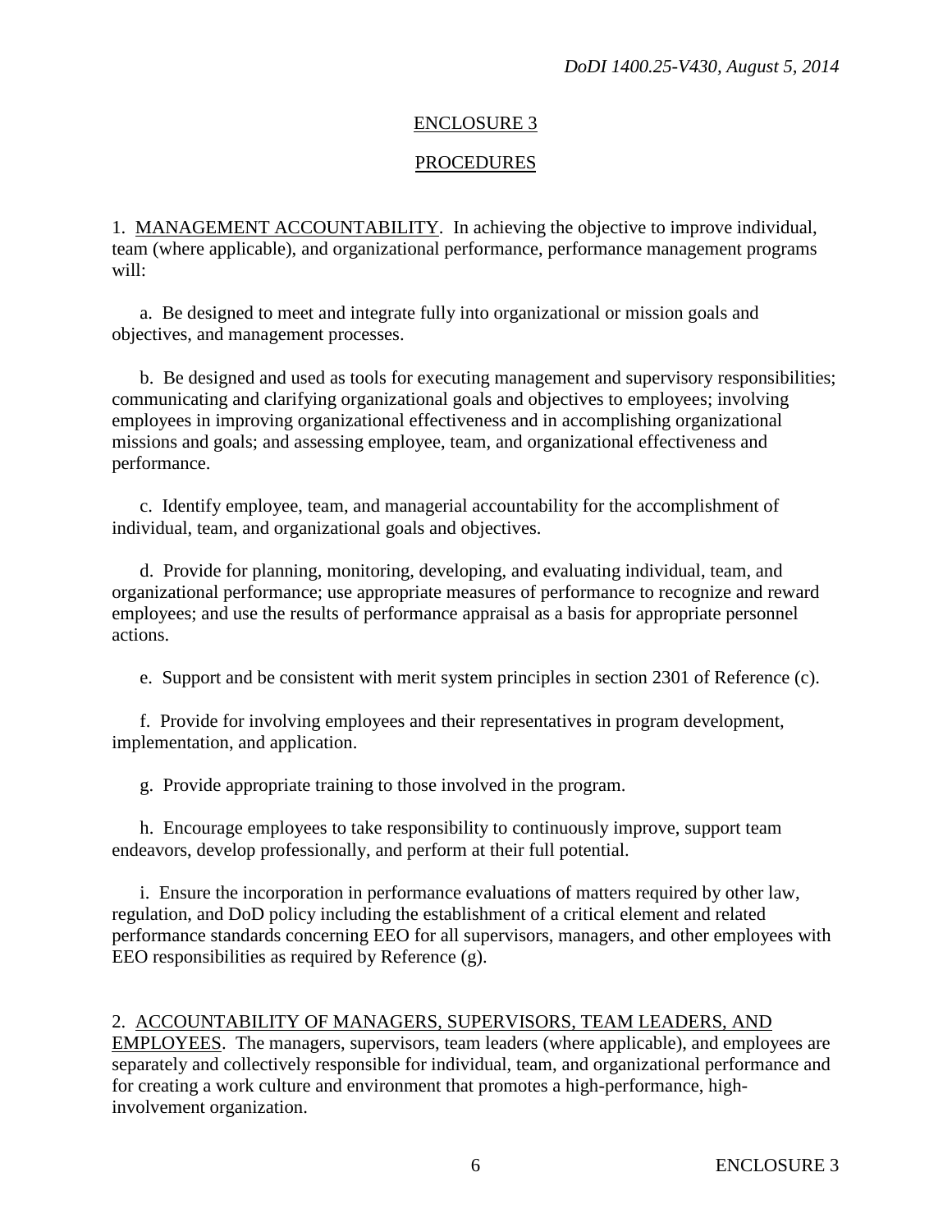## ENCLOSURE 3

## PROCEDURES

1. MANAGEMENT ACCOUNTABILITY. In achieving the objective to improve individual, team (where applicable), and organizational performance, performance management programs will:

a. Be designed to meet and integrate fully into organizational or mission goals and objectives, and management processes.

b. Be designed and used as tools for executing management and supervisory responsibilities; communicating and clarifying organizational goals and objectives to employees; involving employees in improving organizational effectiveness and in accomplishing organizational missions and goals; and assessing employee, team, and organizational effectiveness and performance.

c. Identify employee, team, and managerial accountability for the accomplishment of individual, team, and organizational goals and objectives.

d. Provide for planning, monitoring, developing, and evaluating individual, team, and organizational performance; use appropriate measures of performance to recognize and reward employees; and use the results of performance appraisal as a basis for appropriate personnel actions.

e. Support and be consistent with merit system principles in section 2301 of Reference (c).

f. Provide for involving employees and their representatives in program development, implementation, and application.

g. Provide appropriate training to those involved in the program.

h. Encourage employees to take responsibility to continuously improve, support team endeavors, develop professionally, and perform at their full potential.

i. Ensure the incorporation in performance evaluations of matters required by other law, regulation, and DoD policy including the establishment of a critical element and related performance standards concerning EEO for all supervisors, managers, and other employees with EEO responsibilities as required by Reference (g).

2. ACCOUNTABILITY OF MANAGERS, SUPERVISORS, TEAM LEADERS, AND EMPLOYEES. The managers, supervisors, team leaders (where applicable), and employees are separately and collectively responsible for individual, team, and organizational performance and for creating a work culture and environment that promotes a high-performance, high-involvement organization.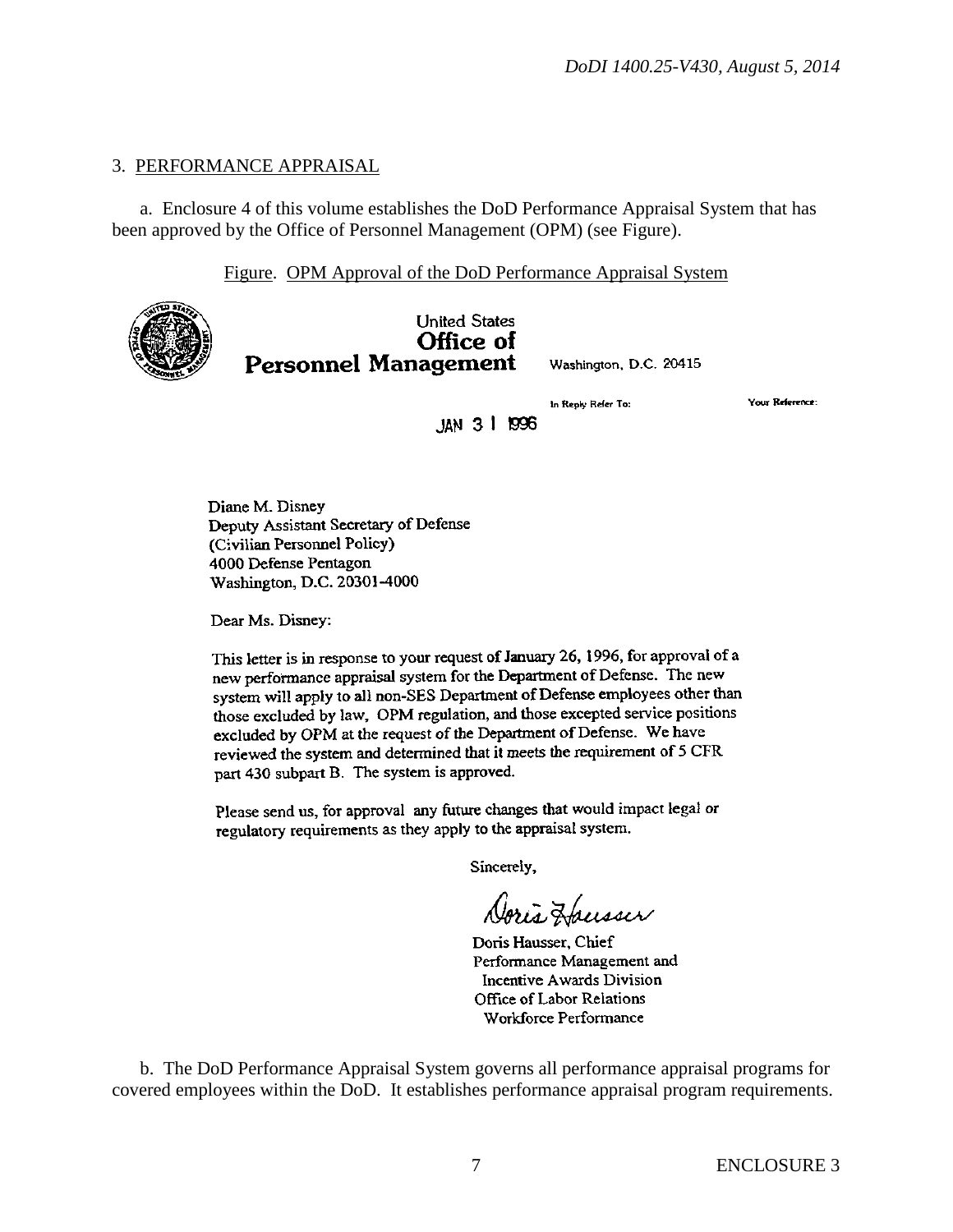3. PERFORMANCE APPRAISAL

a. Enclosure 4 of this volume establishes the DoD Performance Appraisal System that has been approved by the Office of Personnel Management (OPM) (see Figure).

Figure. OPM Approval of the DoD Performance Appraisal System

United States
**Office of**
**Personnel Management**

Washington, D.C. 20415

In Reply Refer To:

Your Reference:

JAN 31 1996

Diane M. Disney
Deputy Assistant Secretary of Defense
(Civilian Personnel Policy)
4000 Defense Pentagon
Washington, D.C. 20301-4000

Dear Ms. Disney:

This letter is in response to your request of January 26, 1996, for approval of a new performance appraisal system for the Department of Defense. The new system will apply to all non-SES Department of Defense employees other than those excluded by law, OPM regulation, and those excepted service positions excluded by OPM at the request of the Department of Defense. We have reviewed the system and determined that it meets the requirement of 5 CFR part 430 subpart B. The system is approved.

Please send us, for approval any future changes that would impact legal or regulatory requirements as they apply to the appraisal system.

Sincerely,

Doris Hausser

Doris Hausser, Chief
Performance Management and
Incentive Awards Division
Office of Labor Relations
Workforce Performance

b. The DoD Performance Appraisal System governs all performance appraisal programs for covered employees within the DoD. It establishes performance appraisal program requirements.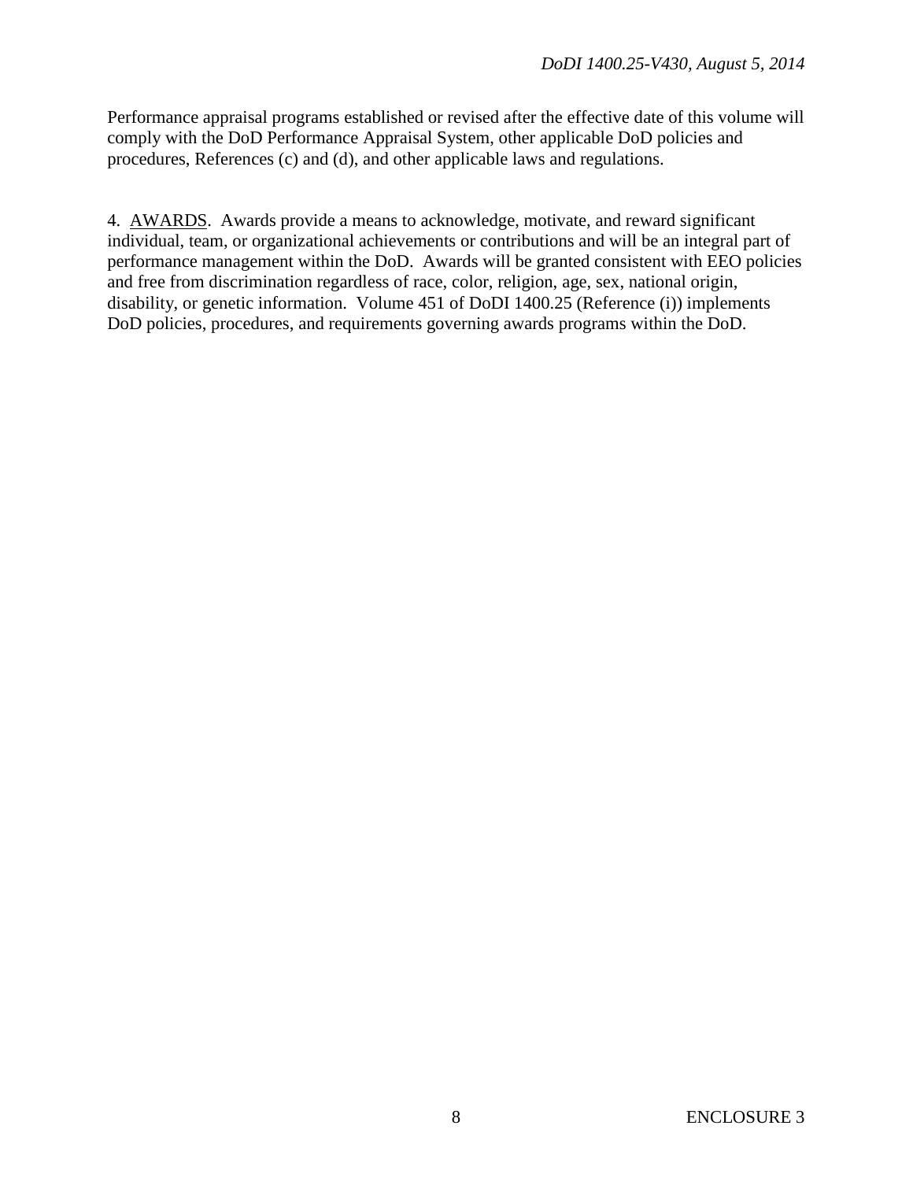Performance appraisal programs established or revised after the effective date of this volume will comply with the DoD Performance Appraisal System, other applicable DoD policies and procedures, References (c) and (d), and other applicable laws and regulations.

4. AWARDS. Awards provide a means to acknowledge, motivate, and reward significant individual, team, or organizational achievements or contributions and will be an integral part of performance management within the DoD. Awards will be granted consistent with EEO policies and free from discrimination regardless of race, color, religion, age, sex, national origin, disability, or genetic information. Volume 451 of DoDI 1400.25 (Reference (i)) implements DoD policies, procedures, and requirements governing awards programs within the DoD.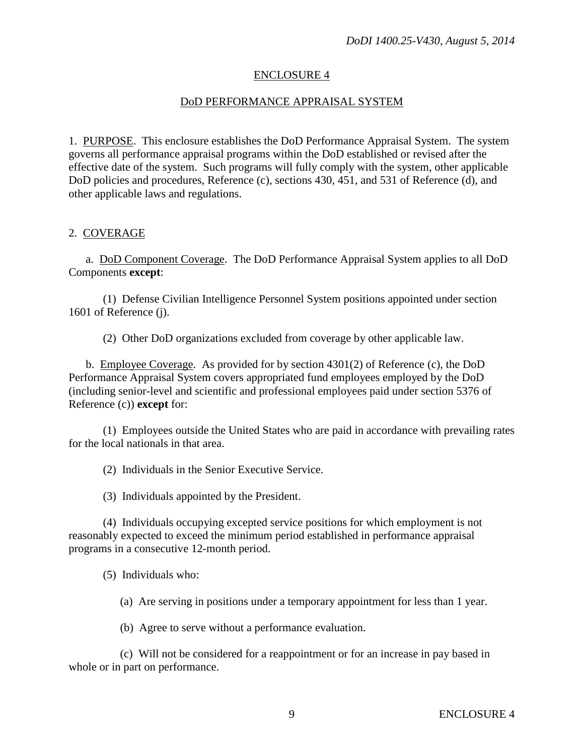## ENCLOSURE 4

## DoD PERFORMANCE APPRAISAL SYSTEM

1. PURPOSE. This enclosure establishes the DoD Performance Appraisal System. The system governs all performance appraisal programs within the DoD established or revised after the effective date of the system. Such programs will fully comply with the system, other applicable DoD policies and procedures, Reference (c), sections 430, 451, and 531 of Reference (d), and other applicable laws and regulations.

2. COVERAGE

a. DoD Component Coverage. The DoD Performance Appraisal System applies to all DoD Components **except**:

(1) Defense Civilian Intelligence Personnel System positions appointed under section 1601 of Reference (j).

(2) Other DoD organizations excluded from coverage by other applicable law.

b. Employee Coverage. As provided for by section 4301(2) of Reference (c), the DoD Performance Appraisal System covers appropriated fund employees employed by the DoD (including senior-level and scientific and professional employees paid under section 5376 of Reference (c)) **except** for:

(1) Employees outside the United States who are paid in accordance with prevailing rates for the local nationals in that area.

(2) Individuals in the Senior Executive Service.

(3) Individuals appointed by the President.

(4) Individuals occupying excepted service positions for which employment is not reasonably expected to exceed the minimum period established in performance appraisal programs in a consecutive 12-month period.

(5) Individuals who:

(a) Are serving in positions under a temporary appointment for less than 1 year.

(b) Agree to serve without a performance evaluation.

(c) Will not be considered for a reappointment or for an increase in pay based in whole or in part on performance.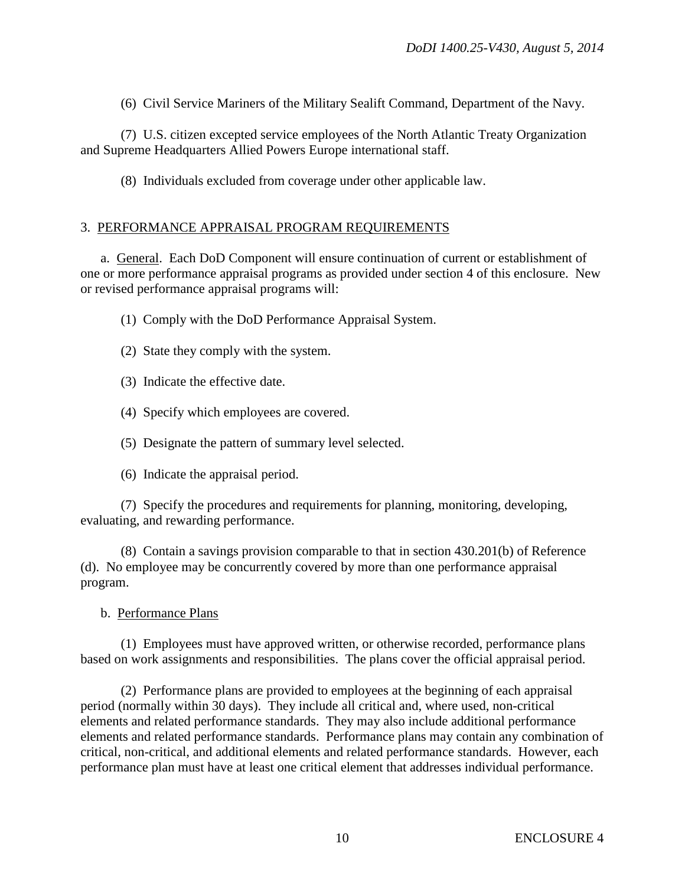(6) Civil Service Mariners of the Military Sealift Command, Department of the Navy.

(7) U.S. citizen excepted service employees of the North Atlantic Treaty Organization and Supreme Headquarters Allied Powers Europe international staff.

(8) Individuals excluded from coverage under other applicable law.

3. PERFORMANCE APPRAISAL PROGRAM REQUIREMENTS

a. General. Each DoD Component will ensure continuation of current or establishment of one or more performance appraisal programs as provided under section 4 of this enclosure. New or revised performance appraisal programs will:

(1) Comply with the DoD Performance Appraisal System.

(2) State they comply with the system.

(3) Indicate the effective date.

(4) Specify which employees are covered.

(5) Designate the pattern of summary level selected.

(6) Indicate the appraisal period.

(7) Specify the procedures and requirements for planning, monitoring, developing, evaluating, and rewarding performance.

(8) Contain a savings provision comparable to that in section 430.201(b) of Reference (d). No employee may be concurrently covered by more than one performance appraisal program.

b. Performance Plans

(1) Employees must have approved written, or otherwise recorded, performance plans based on work assignments and responsibilities. The plans cover the official appraisal period.

(2) Performance plans are provided to employees at the beginning of each appraisal period (normally within 30 days). They include all critical and, where used, non-critical elements and related performance standards. They may also include additional performance elements and related performance standards. Performance plans may contain any combination of critical, non-critical, and additional elements and related performance standards. However, each performance plan must have at least one critical element that addresses individual performance.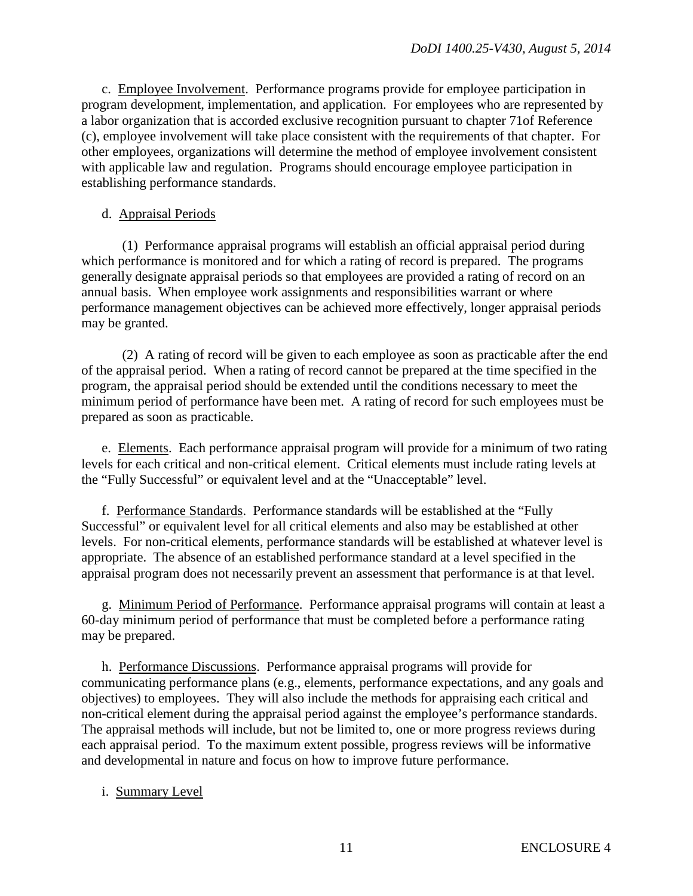c. Employee Involvement. Performance programs provide for employee participation in program development, implementation, and application. For employees who are represented by a labor organization that is accorded exclusive recognition pursuant to chapter 71of Reference (c), employee involvement will take place consistent with the requirements of that chapter. For other employees, organizations will determine the method of employee involvement consistent with applicable law and regulation. Programs should encourage employee participation in establishing performance standards.

d. Appraisal Periods

(1) Performance appraisal programs will establish an official appraisal period during which performance is monitored and for which a rating of record is prepared. The programs generally designate appraisal periods so that employees are provided a rating of record on an annual basis. When employee work assignments and responsibilities warrant or where performance management objectives can be achieved more effectively, longer appraisal periods may be granted.

(2) A rating of record will be given to each employee as soon as practicable after the end of the appraisal period. When a rating of record cannot be prepared at the time specified in the program, the appraisal period should be extended until the conditions necessary to meet the minimum period of performance have been met. A rating of record for such employees must be prepared as soon as practicable.

e. Elements. Each performance appraisal program will provide for a minimum of two rating levels for each critical and non-critical element. Critical elements must include rating levels at the "Fully Successful" or equivalent level and at the "Unacceptable" level.

f. Performance Standards. Performance standards will be established at the "Fully Successful" or equivalent level for all critical elements and also may be established at other levels. For non-critical elements, performance standards will be established at whatever level is appropriate. The absence of an established performance standard at a level specified in the appraisal program does not necessarily prevent an assessment that performance is at that level.

g. Minimum Period of Performance. Performance appraisal programs will contain at least a 60-day minimum period of performance that must be completed before a performance rating may be prepared.

h. Performance Discussions. Performance appraisal programs will provide for communicating performance plans (e.g., elements, performance expectations, and any goals and objectives) to employees. They will also include the methods for appraising each critical and non-critical element during the appraisal period against the employee's performance standards. The appraisal methods will include, but not be limited to, one or more progress reviews during each appraisal period. To the maximum extent possible, progress reviews will be informative and developmental in nature and focus on how to improve future performance.

i. Summary Level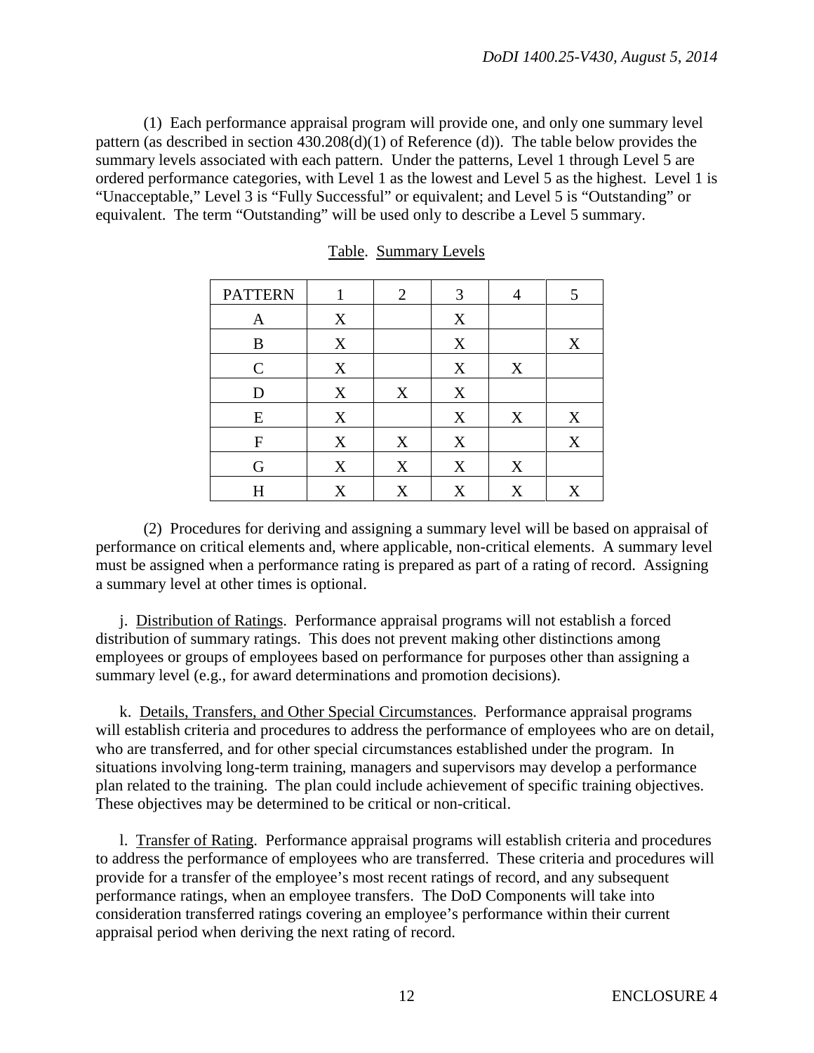(1) Each performance appraisal program will provide one, and only one summary level pattern (as described in section 430.208(d)(1) of Reference (d)). The table below provides the summary levels associated with each pattern. Under the patterns, Level 1 through Level 5 are ordered performance categories, with Level 1 as the lowest and Level 5 as the highest. Level 1 is "Unacceptable," Level 3 is "Fully Successful" or equivalent; and Level 5 is "Outstanding" or equivalent. The term "Outstanding" will be used only to describe a Level 5 summary.

Table. Summary Levels

| PATTERN | 1 | 2 | 3 | 4 | 5 |
|---|---|---|---|---|---|
| A | X | | X | | |
| B | X | | X | | X |
| C | X | | X | X | |
| D | X | X | X | | |
| E | X | | X | X | X |
| F | X | X | X | | X |
| G | X | X | X | X | |
| H | X | X | X | X | X |

(2) Procedures for deriving and assigning a summary level will be based on appraisal of performance on critical elements and, where applicable, non-critical elements. A summary level must be assigned when a performance rating is prepared as part of a rating of record. Assigning a summary level at other times is optional.

j. Distribution of Ratings. Performance appraisal programs will not establish a forced distribution of summary ratings. This does not prevent making other distinctions among employees or groups of employees based on performance for purposes other than assigning a summary level (e.g., for award determinations and promotion decisions).

k. Details, Transfers, and Other Special Circumstances. Performance appraisal programs will establish criteria and procedures to address the performance of employees who are on detail, who are transferred, and for other special circumstances established under the program. In situations involving long-term training, managers and supervisors may develop a performance plan related to the training. The plan could include achievement of specific training objectives. These objectives may be determined to be critical or non-critical.

l. Transfer of Rating. Performance appraisal programs will establish criteria and procedures to address the performance of employees who are transferred. These criteria and procedures will provide for a transfer of the employee's most recent ratings of record, and any subsequent performance ratings, when an employee transfers. The DoD Components will take into consideration transferred ratings covering an employee's performance within their current appraisal period when deriving the next rating of record.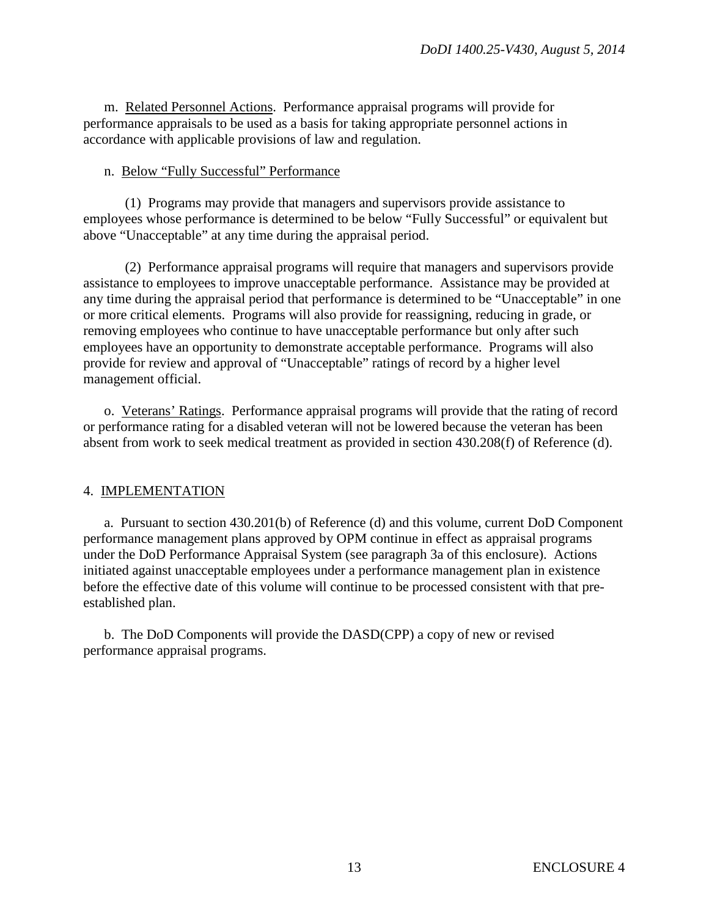m. Related Personnel Actions. Performance appraisal programs will provide for performance appraisals to be used as a basis for taking appropriate personnel actions in accordance with applicable provisions of law and regulation.

n. Below "Fully Successful" Performance

(1) Programs may provide that managers and supervisors provide assistance to employees whose performance is determined to be below "Fully Successful" or equivalent but above "Unacceptable" at any time during the appraisal period.

(2) Performance appraisal programs will require that managers and supervisors provide assistance to employees to improve unacceptable performance. Assistance may be provided at any time during the appraisal period that performance is determined to be "Unacceptable" in one or more critical elements. Programs will also provide for reassigning, reducing in grade, or removing employees who continue to have unacceptable performance but only after such employees have an opportunity to demonstrate acceptable performance. Programs will also provide for review and approval of "Unacceptable" ratings of record by a higher level management official.

o. Veterans' Ratings. Performance appraisal programs will provide that the rating of record or performance rating for a disabled veteran will not be lowered because the veteran has been absent from work to seek medical treatment as provided in section 430.208(f) of Reference (d).

## 4. IMPLEMENTATION

a. Pursuant to section 430.201(b) of Reference (d) and this volume, current DoD Component performance management plans approved by OPM continue in effect as appraisal programs under the DoD Performance Appraisal System (see paragraph 3a of this enclosure). Actions initiated against unacceptable employees under a performance management plan in existence before the effective date of this volume will continue to be processed consistent with that pre-established plan.

b. The DoD Components will provide the DASD(CPP) a copy of new or revised performance appraisal programs.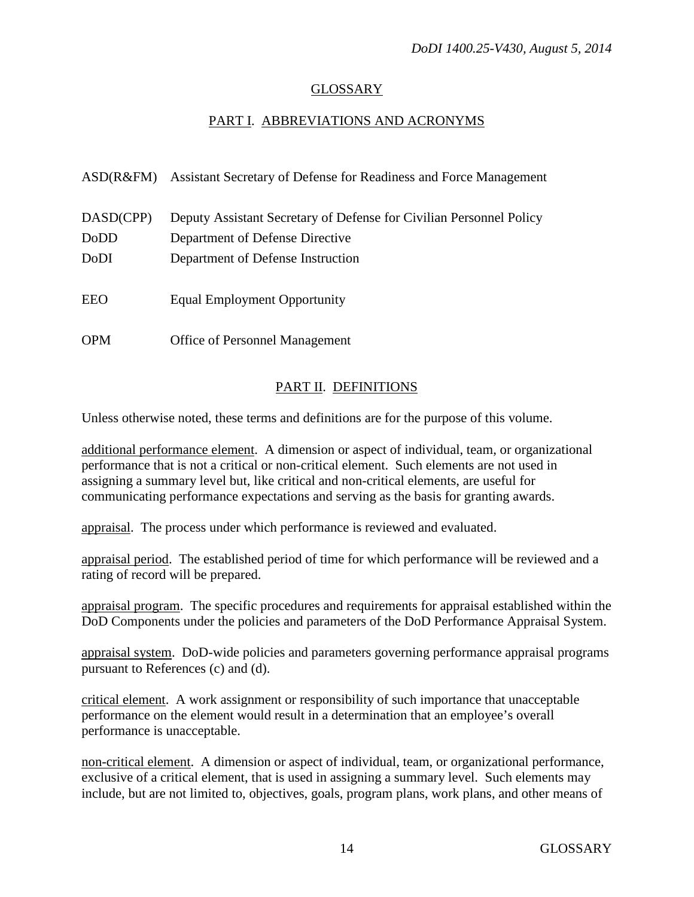# GLOSSARY

## PART I. ABBREVIATIONS AND ACRONYMS

| | |
|---|---|
| ASD(R&FM) | Assistant Secretary of Defense for Readiness and Force Management |
| DASD(CPP) | Deputy Assistant Secretary of Defense for Civilian Personnel Policy |
| DoDD | Department of Defense Directive |
| DoDI | Department of Defense Instruction |
| EEO | Equal Employment Opportunity |
| OPM | Office of Personnel Management |

## PART II. DEFINITIONS

Unless otherwise noted, these terms and definitions are for the purpose of this volume.

additional performance element. A dimension or aspect of individual, team, or organizational performance that is not a critical or non-critical element. Such elements are not used in assigning a summary level but, like critical and non-critical elements, are useful for communicating performance expectations and serving as the basis for granting awards.

appraisal. The process under which performance is reviewed and evaluated.

appraisal period. The established period of time for which performance will be reviewed and a rating of record will be prepared.

appraisal program. The specific procedures and requirements for appraisal established within the DoD Components under the policies and parameters of the DoD Performance Appraisal System.

appraisal system. DoD-wide policies and parameters governing performance appraisal programs pursuant to References (c) and (d).

critical element. A work assignment or responsibility of such importance that unacceptable performance on the element would result in a determination that an employee's overall performance is unacceptable.

non-critical element. A dimension or aspect of individual, team, or organizational performance, exclusive of a critical element, that is used in assigning a summary level. Such elements may include, but are not limited to, objectives, goals, program plans, work plans, and other means of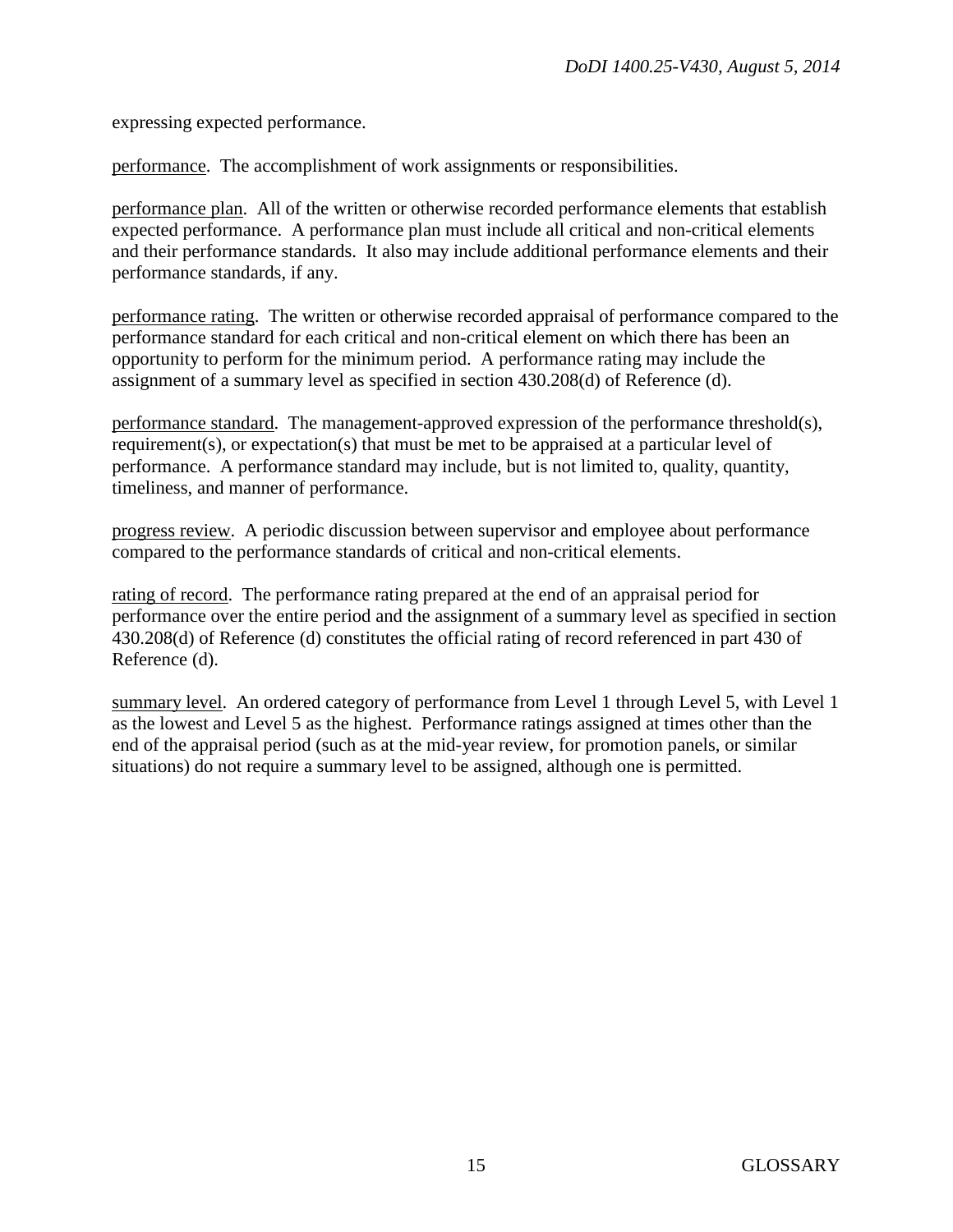expressing expected performance.

<u>performance</u>. The accomplishment of work assignments or responsibilities.

<u>performance plan</u>. All of the written or otherwise recorded performance elements that establish expected performance. A performance plan must include all critical and non-critical elements and their performance standards. It also may include additional performance elements and their performance standards, if any.

<u>performance rating</u>. The written or otherwise recorded appraisal of performance compared to the performance standard for each critical and non-critical element on which there has been an opportunity to perform for the minimum period. A performance rating may include the assignment of a summary level as specified in section 430.208(d) of Reference (d).

<u>performance standard</u>. The management-approved expression of the performance threshold(s), requirement(s), or expectation(s) that must be met to be appraised at a particular level of performance. A performance standard may include, but is not limited to, quality, quantity, timeliness, and manner of performance.

<u>progress review</u>. A periodic discussion between supervisor and employee about performance compared to the performance standards of critical and non-critical elements.

<u>rating of record</u>. The performance rating prepared at the end of an appraisal period for performance over the entire period and the assignment of a summary level as specified in section 430.208(d) of Reference (d) constitutes the official rating of record referenced in part 430 of Reference (d).

<u>summary level</u>. An ordered category of performance from Level 1 through Level 5, with Level 1 as the lowest and Level 5 as the highest. Performance ratings assigned at times other than the end of the appraisal period (such as at the mid-year review, for promotion panels, or similar situations) do not require a summary level to be assigned, although one is permitted.